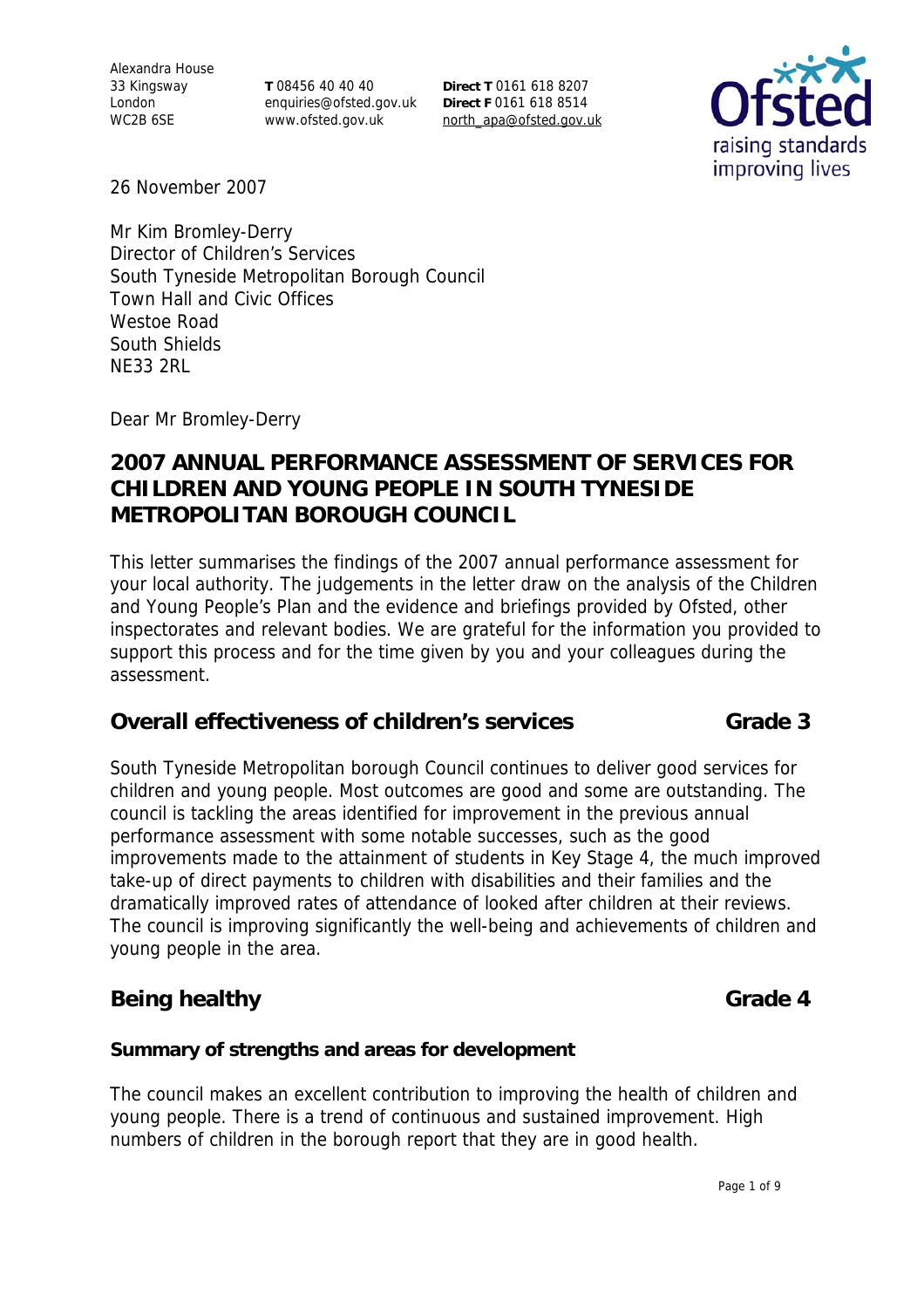Alexandra House
33 Kingsway
London
WC2B 6SE

**T** 08456 40 40 40
enquiries@ofsted.gov.uk
www.ofsted.gov.uk

**Direct T** 0161 618 8207
**Direct F** 0161 618 8514
north_apa@ofsted.gov.uk

Ofsted
raising standards
improving lives

26 November 2007

Mr Kim Bromley-Derry
Director of Children's Services
South Tyneside Metropolitan Borough Council
Town Hall and Civic Offices
Westoe Road
South Shields
NE33 2RL

Dear Mr Bromley-Derry

## 2007 ANNUAL PERFORMANCE ASSESSMENT OF SERVICES FOR CHILDREN AND YOUNG PEOPLE IN SOUTH TYNESIDE METROPOLITAN BOROUGH COUNCIL

This letter summarises the findings of the 2007 annual performance assessment for your local authority. The judgements in the letter draw on the analysis of the Children and Young People's Plan and the evidence and briefings provided by Ofsted, other inspectorates and relevant bodies. We are grateful for the information you provided to support this process and for the time given by you and your colleagues during the assessment.

## Overall effectiveness of children's services — Grade 3

South Tyneside Metropolitan borough Council continues to deliver good services for children and young people. Most outcomes are good and some are outstanding. The council is tackling the areas identified for improvement in the previous annual performance assessment with some notable successes, such as the good improvements made to the attainment of students in Key Stage 4, the much improved take-up of direct payments to children with disabilities and their families and the dramatically improved rates of attendance of looked after children at their reviews. The council is improving significantly the well-being and achievements of children and young people in the area.

## Being healthy — Grade 4

### Summary of strengths and areas for development

The council makes an excellent contribution to improving the health of children and young people. There is a trend of continuous and sustained improvement. High numbers of children in the borough report that they are in good health.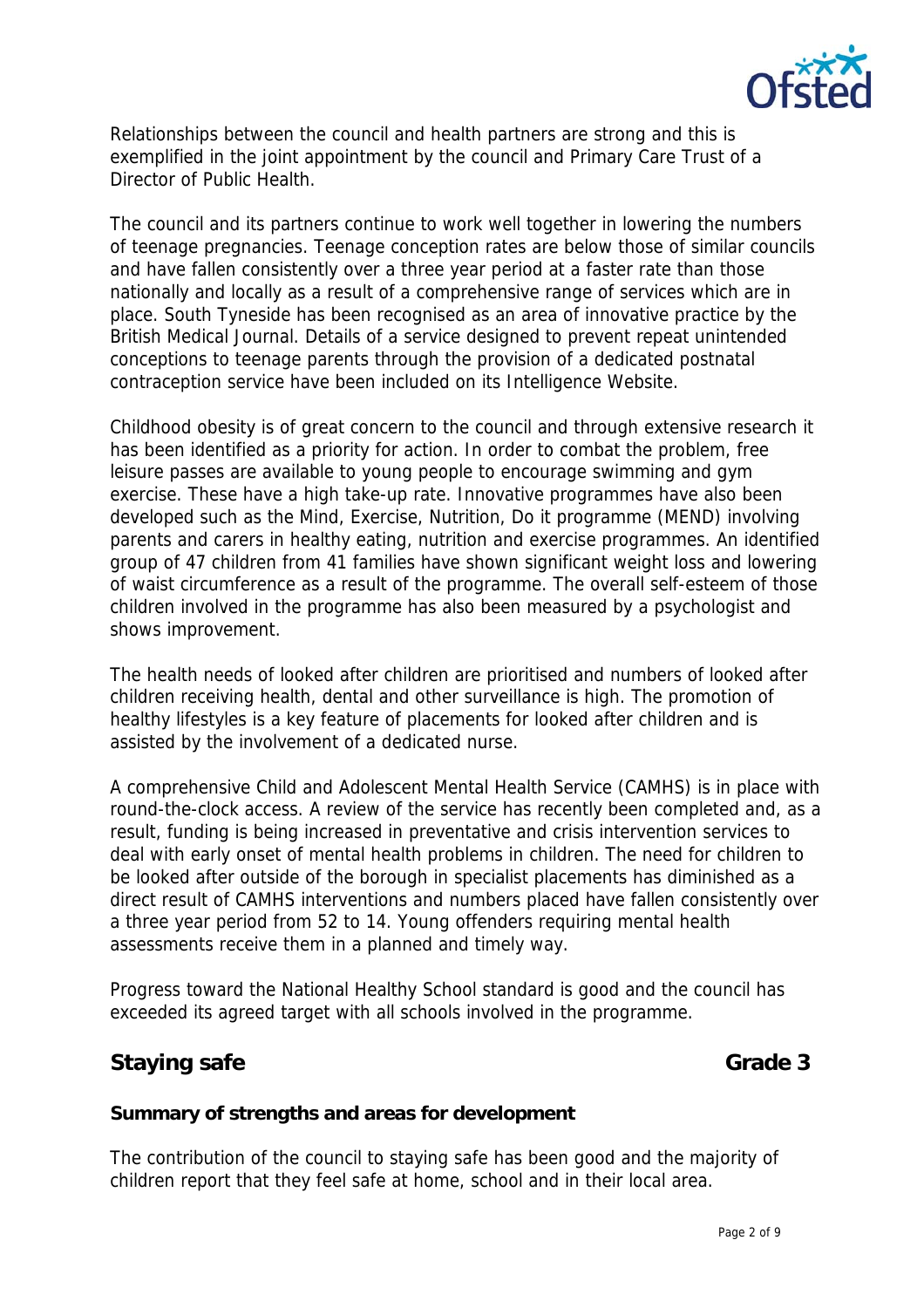Relationships between the council and health partners are strong and this is exemplified in the joint appointment by the council and Primary Care Trust of a Director of Public Health.

The council and its partners continue to work well together in lowering the numbers of teenage pregnancies. Teenage conception rates are below those of similar councils and have fallen consistently over a three year period at a faster rate than those nationally and locally as a result of a comprehensive range of services which are in place. South Tyneside has been recognised as an area of innovative practice by the British Medical Journal. Details of a service designed to prevent repeat unintended conceptions to teenage parents through the provision of a dedicated postnatal contraception service have been included on its Intelligence Website.

Childhood obesity is of great concern to the council and through extensive research it has been identified as a priority for action. In order to combat the problem, free leisure passes are available to young people to encourage swimming and gym exercise. These have a high take-up rate. Innovative programmes have also been developed such as the Mind, Exercise, Nutrition, Do it programme (MEND) involving parents and carers in healthy eating, nutrition and exercise programmes. An identified group of 47 children from 41 families have shown significant weight loss and lowering of waist circumference as a result of the programme. The overall self-esteem of those children involved in the programme has also been measured by a psychologist and shows improvement.

The health needs of looked after children are prioritised and numbers of looked after children receiving health, dental and other surveillance is high. The promotion of healthy lifestyles is a key feature of placements for looked after children and is assisted by the involvement of a dedicated nurse.

A comprehensive Child and Adolescent Mental Health Service (CAMHS) is in place with round-the-clock access. A review of the service has recently been completed and, as a result, funding is being increased in preventative and crisis intervention services to deal with early onset of mental health problems in children. The need for children to be looked after outside of the borough in specialist placements has diminished as a direct result of CAMHS interventions and numbers placed have fallen consistently over a three year period from 52 to 14. Young offenders requiring mental health assessments receive them in a planned and timely way.

Progress toward the National Healthy School standard is good and the council has exceeded its agreed target with all schools involved in the programme.

## Staying safe — Grade 3

**Summary of strengths and areas for development**

The contribution of the council to staying safe has been good and the majority of children report that they feel safe at home, school and in their local area.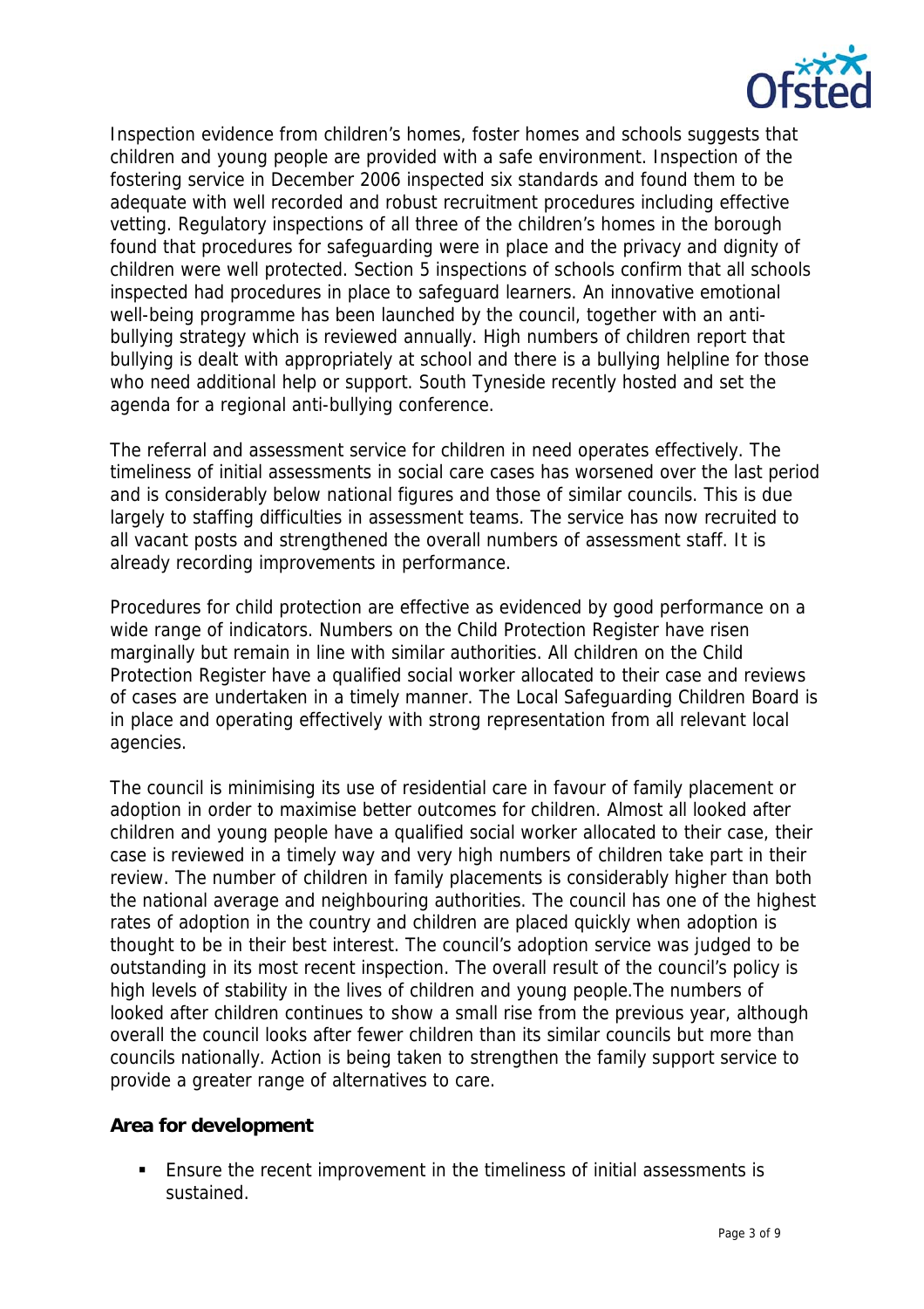Inspection evidence from children's homes, foster homes and schools suggests that children and young people are provided with a safe environment. Inspection of the fostering service in December 2006 inspected six standards and found them to be adequate with well recorded and robust recruitment procedures including effective vetting. Regulatory inspections of all three of the children's homes in the borough found that procedures for safeguarding were in place and the privacy and dignity of children were well protected. Section 5 inspections of schools confirm that all schools inspected had procedures in place to safeguard learners. An innovative emotional well-being programme has been launched by the council, together with an anti-bullying strategy which is reviewed annually. High numbers of children report that bullying is dealt with appropriately at school and there is a bullying helpline for those who need additional help or support. South Tyneside recently hosted and set the agenda for a regional anti-bullying conference.

The referral and assessment service for children in need operates effectively. The timeliness of initial assessments in social care cases has worsened over the last period and is considerably below national figures and those of similar councils. This is due largely to staffing difficulties in assessment teams. The service has now recruited to all vacant posts and strengthened the overall numbers of assessment staff. It is already recording improvements in performance.

Procedures for child protection are effective as evidenced by good performance on a wide range of indicators. Numbers on the Child Protection Register have risen marginally but remain in line with similar authorities. All children on the Child Protection Register have a qualified social worker allocated to their case and reviews of cases are undertaken in a timely manner. The Local Safeguarding Children Board is in place and operating effectively with strong representation from all relevant local agencies.

The council is minimising its use of residential care in favour of family placement or adoption in order to maximise better outcomes for children. Almost all looked after children and young people have a qualified social worker allocated to their case, their case is reviewed in a timely way and very high numbers of children take part in their review. The number of children in family placements is considerably higher than both the national average and neighbouring authorities. The council has one of the highest rates of adoption in the country and children are placed quickly when adoption is thought to be in their best interest. The council's adoption service was judged to be outstanding in its most recent inspection. The overall result of the council's policy is high levels of stability in the lives of children and young people.The numbers of looked after children continues to show a small rise from the previous year, although overall the council looks after fewer children than its similar councils but more than councils nationally. Action is being taken to strengthen the family support service to provide a greater range of alternatives to care.

**Area for development**

- Ensure the recent improvement in the timeliness of initial assessments is sustained.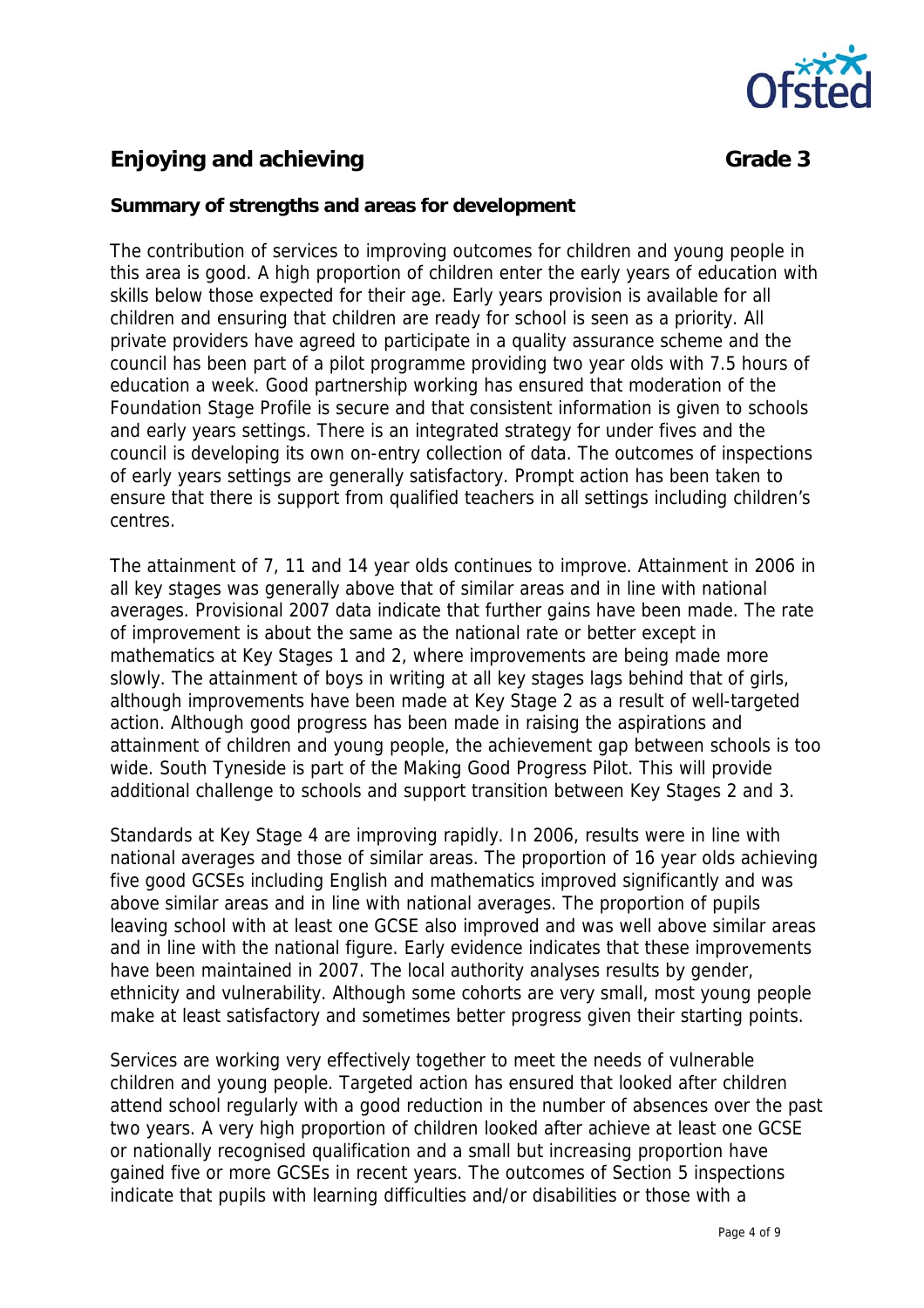## Enjoying and achieving Grade 3

**Summary of strengths and areas for development**

The contribution of services to improving outcomes for children and young people in this area is good. A high proportion of children enter the early years of education with skills below those expected for their age. Early years provision is available for all children and ensuring that children are ready for school is seen as a priority. All private providers have agreed to participate in a quality assurance scheme and the council has been part of a pilot programme providing two year olds with 7.5 hours of education a week. Good partnership working has ensured that moderation of the Foundation Stage Profile is secure and that consistent information is given to schools and early years settings. There is an integrated strategy for under fives and the council is developing its own on-entry collection of data. The outcomes of inspections of early years settings are generally satisfactory. Prompt action has been taken to ensure that there is support from qualified teachers in all settings including children's centres.

The attainment of 7, 11 and 14 year olds continues to improve. Attainment in 2006 in all key stages was generally above that of similar areas and in line with national averages. Provisional 2007 data indicate that further gains have been made. The rate of improvement is about the same as the national rate or better except in mathematics at Key Stages 1 and 2, where improvements are being made more slowly. The attainment of boys in writing at all key stages lags behind that of girls, although improvements have been made at Key Stage 2 as a result of well-targeted action. Although good progress has been made in raising the aspirations and attainment of children and young people, the achievement gap between schools is too wide. South Tyneside is part of the Making Good Progress Pilot. This will provide additional challenge to schools and support transition between Key Stages 2 and 3.

Standards at Key Stage 4 are improving rapidly. In 2006, results were in line with national averages and those of similar areas. The proportion of 16 year olds achieving five good GCSEs including English and mathematics improved significantly and was above similar areas and in line with national averages. The proportion of pupils leaving school with at least one GCSE also improved and was well above similar areas and in line with the national figure. Early evidence indicates that these improvements have been maintained in 2007. The local authority analyses results by gender, ethnicity and vulnerability. Although some cohorts are very small, most young people make at least satisfactory and sometimes better progress given their starting points.

Services are working very effectively together to meet the needs of vulnerable children and young people. Targeted action has ensured that looked after children attend school regularly with a good reduction in the number of absences over the past two years. A very high proportion of children looked after achieve at least one GCSE or nationally recognised qualification and a small but increasing proportion have gained five or more GCSEs in recent years. The outcomes of Section 5 inspections indicate that pupils with learning difficulties and/or disabilities or those with a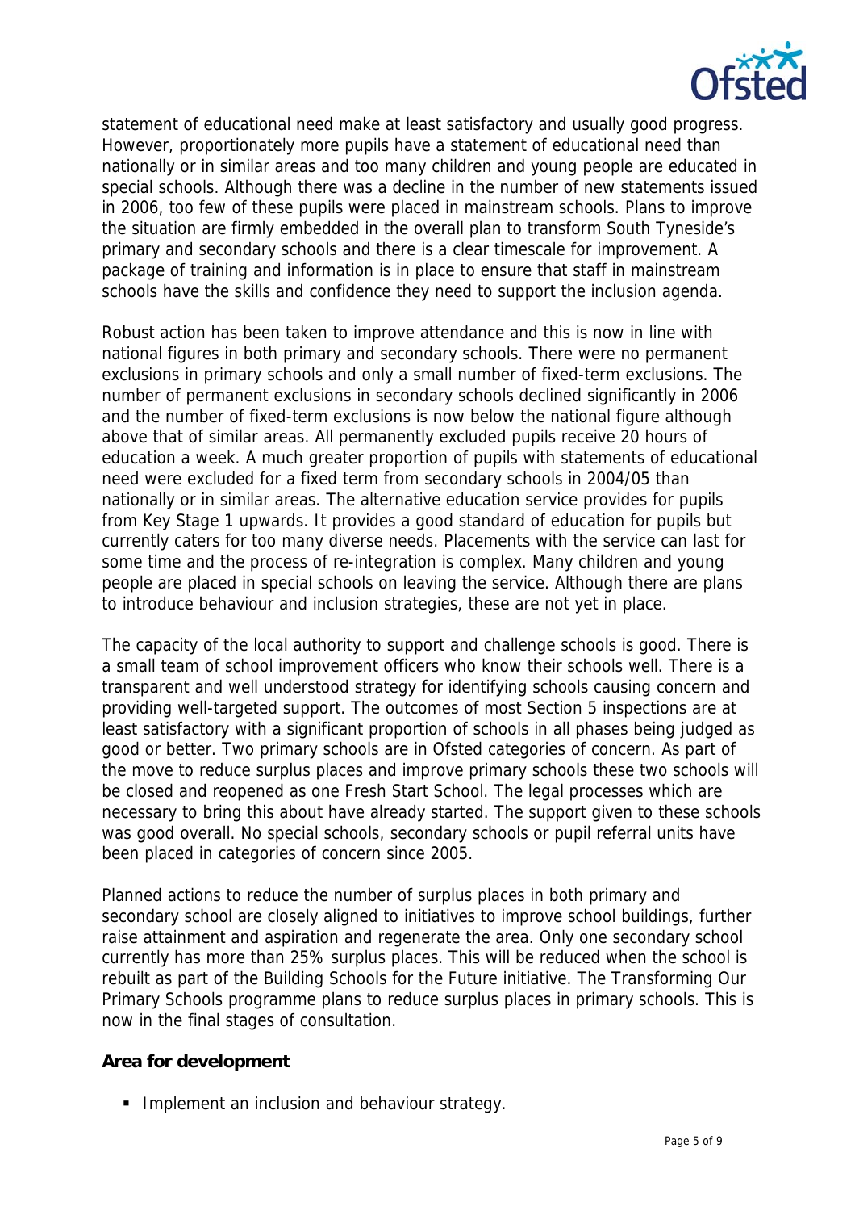statement of educational need make at least satisfactory and usually good progress. However, proportionately more pupils have a statement of educational need than nationally or in similar areas and too many children and young people are educated in special schools. Although there was a decline in the number of new statements issued in 2006, too few of these pupils were placed in mainstream schools. Plans to improve the situation are firmly embedded in the overall plan to transform South Tyneside's primary and secondary schools and there is a clear timescale for improvement. A package of training and information is in place to ensure that staff in mainstream schools have the skills and confidence they need to support the inclusion agenda.

Robust action has been taken to improve attendance and this is now in line with national figures in both primary and secondary schools. There were no permanent exclusions in primary schools and only a small number of fixed-term exclusions. The number of permanent exclusions in secondary schools declined significantly in 2006 and the number of fixed-term exclusions is now below the national figure although above that of similar areas. All permanently excluded pupils receive 20 hours of education a week. A much greater proportion of pupils with statements of educational need were excluded for a fixed term from secondary schools in 2004/05 than nationally or in similar areas. The alternative education service provides for pupils from Key Stage 1 upwards. It provides a good standard of education for pupils but currently caters for too many diverse needs. Placements with the service can last for some time and the process of re-integration is complex. Many children and young people are placed in special schools on leaving the service. Although there are plans to introduce behaviour and inclusion strategies, these are not yet in place.

The capacity of the local authority to support and challenge schools is good. There is a small team of school improvement officers who know their schools well. There is a transparent and well understood strategy for identifying schools causing concern and providing well-targeted support. The outcomes of most Section 5 inspections are at least satisfactory with a significant proportion of schools in all phases being judged as good or better. Two primary schools are in Ofsted categories of concern. As part of the move to reduce surplus places and improve primary schools these two schools will be closed and reopened as one Fresh Start School. The legal processes which are necessary to bring this about have already started. The support given to these schools was good overall. No special schools, secondary schools or pupil referral units have been placed in categories of concern since 2005.

Planned actions to reduce the number of surplus places in both primary and secondary school are closely aligned to initiatives to improve school buildings, further raise attainment and aspiration and regenerate the area. Only one secondary school currently has more than 25% surplus places. This will be reduced when the school is rebuilt as part of the Building Schools for the Future initiative. The Transforming Our Primary Schools programme plans to reduce surplus places in primary schools. This is now in the final stages of consultation.

**Area for development**

- Implement an inclusion and behaviour strategy.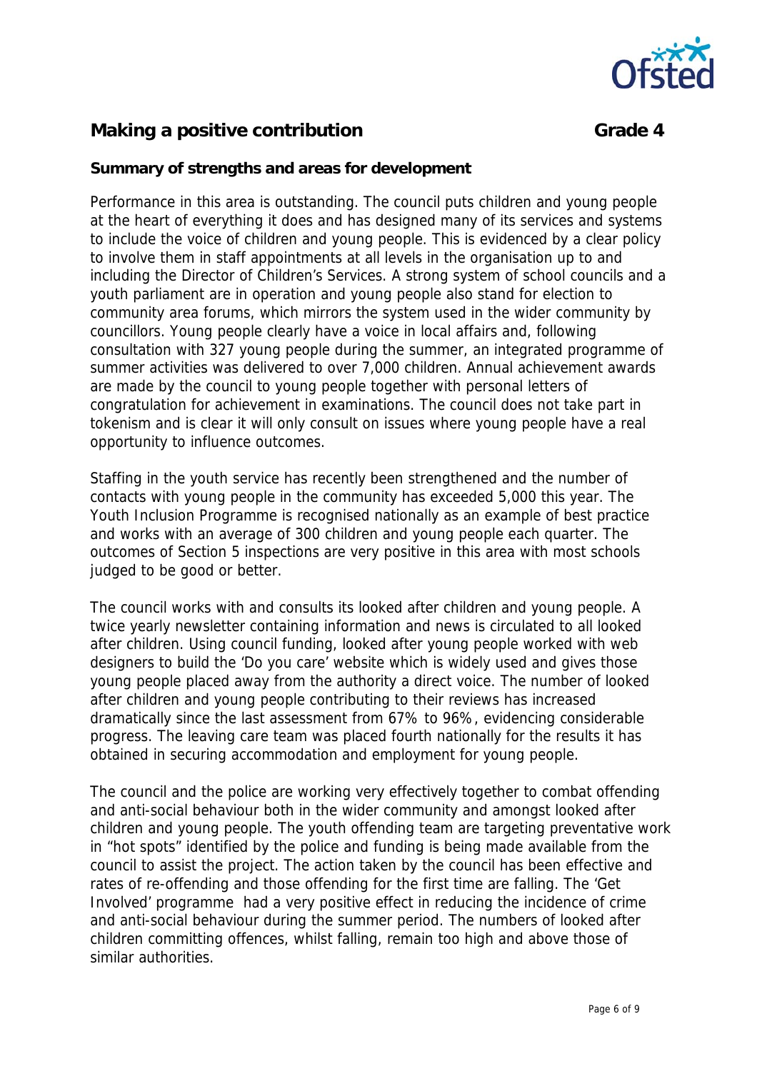## Making a positive contribution **Grade 4**

**Summary of strengths and areas for development**

Performance in this area is outstanding. The council puts children and young people at the heart of everything it does and has designed many of its services and systems to include the voice of children and young people. This is evidenced by a clear policy to involve them in staff appointments at all levels in the organisation up to and including the Director of Children's Services. A strong system of school councils and a youth parliament are in operation and young people also stand for election to community area forums, which mirrors the system used in the wider community by councillors. Young people clearly have a voice in local affairs and, following consultation with 327 young people during the summer, an integrated programme of summer activities was delivered to over 7,000 children. Annual achievement awards are made by the council to young people together with personal letters of congratulation for achievement in examinations. The council does not take part in tokenism and is clear it will only consult on issues where young people have a real opportunity to influence outcomes.

Staffing in the youth service has recently been strengthened and the number of contacts with young people in the community has exceeded 5,000 this year. The Youth Inclusion Programme is recognised nationally as an example of best practice and works with an average of 300 children and young people each quarter. The outcomes of Section 5 inspections are very positive in this area with most schools judged to be good or better.

The council works with and consults its looked after children and young people. A twice yearly newsletter containing information and news is circulated to all looked after children. Using council funding, looked after young people worked with web designers to build the 'Do you care' website which is widely used and gives those young people placed away from the authority a direct voice. The number of looked after children and young people contributing to their reviews has increased dramatically since the last assessment from 67% to 96%, evidencing considerable progress. The leaving care team was placed fourth nationally for the results it has obtained in securing accommodation and employment for young people.

The council and the police are working very effectively together to combat offending and anti-social behaviour both in the wider community and amongst looked after children and young people. The youth offending team are targeting preventative work in "hot spots" identified by the police and funding is being made available from the council to assist the project. The action taken by the council has been effective and rates of re-offending and those offending for the first time are falling. The 'Get Involved' programme had a very positive effect in reducing the incidence of crime and anti-social behaviour during the summer period. The numbers of looked after children committing offences, whilst falling, remain too high and above those of similar authorities.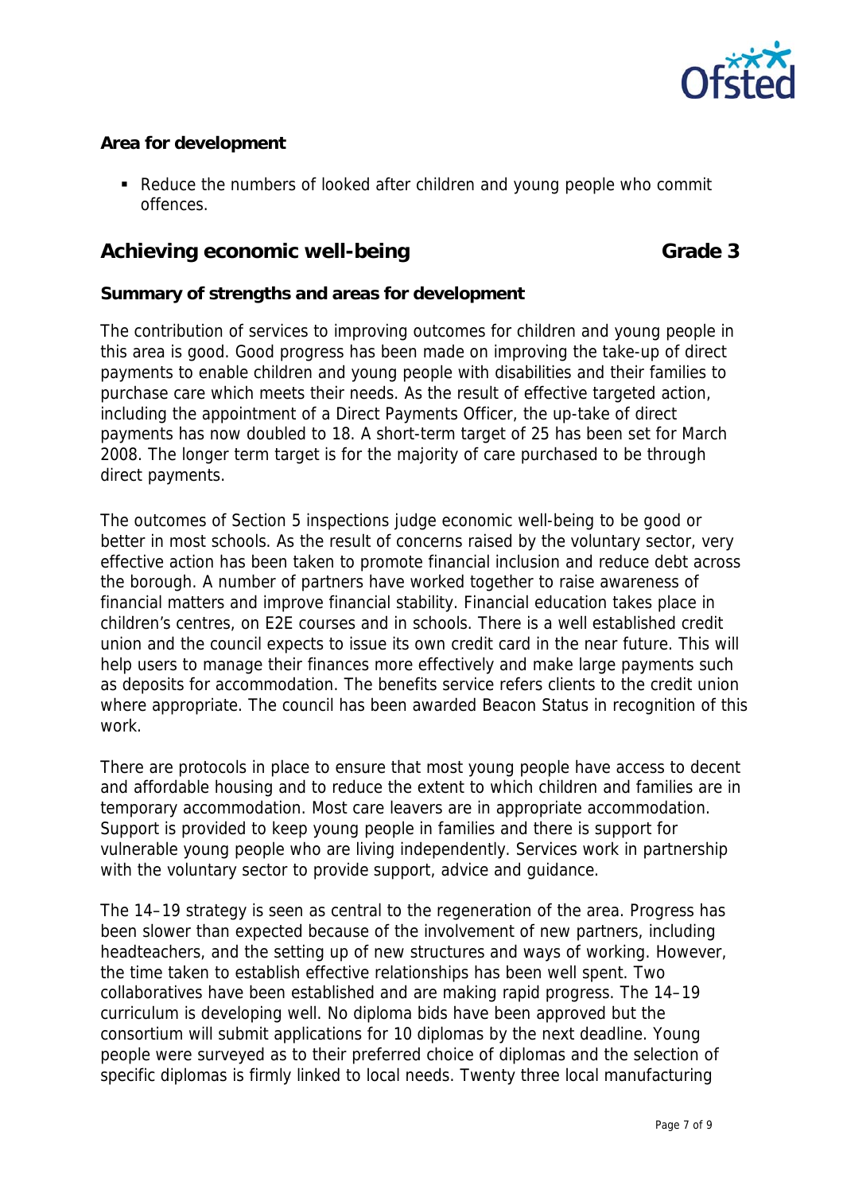**Area for development**

- Reduce the numbers of looked after children and young people who commit offences.

## Achieving economic well-being — Grade 3

**Summary of strengths and areas for development**

The contribution of services to improving outcomes for children and young people in this area is good. Good progress has been made on improving the take-up of direct payments to enable children and young people with disabilities and their families to purchase care which meets their needs. As the result of effective targeted action, including the appointment of a Direct Payments Officer, the up-take of direct payments has now doubled to 18. A short-term target of 25 has been set for March 2008. The longer term target is for the majority of care purchased to be through direct payments.

The outcomes of Section 5 inspections judge economic well-being to be good or better in most schools. As the result of concerns raised by the voluntary sector, very effective action has been taken to promote financial inclusion and reduce debt across the borough. A number of partners have worked together to raise awareness of financial matters and improve financial stability. Financial education takes place in children's centres, on E2E courses and in schools. There is a well established credit union and the council expects to issue its own credit card in the near future. This will help users to manage their finances more effectively and make large payments such as deposits for accommodation. The benefits service refers clients to the credit union where appropriate. The council has been awarded Beacon Status in recognition of this work.

There are protocols in place to ensure that most young people have access to decent and affordable housing and to reduce the extent to which children and families are in temporary accommodation. Most care leavers are in appropriate accommodation. Support is provided to keep young people in families and there is support for vulnerable young people who are living independently. Services work in partnership with the voluntary sector to provide support, advice and guidance.

The 14–19 strategy is seen as central to the regeneration of the area. Progress has been slower than expected because of the involvement of new partners, including headteachers, and the setting up of new structures and ways of working. However, the time taken to establish effective relationships has been well spent. Two collaboratives have been established and are making rapid progress. The 14–19 curriculum is developing well. No diploma bids have been approved but the consortium will submit applications for 10 diplomas by the next deadline. Young people were surveyed as to their preferred choice of diplomas and the selection of specific diplomas is firmly linked to local needs. Twenty three local manufacturing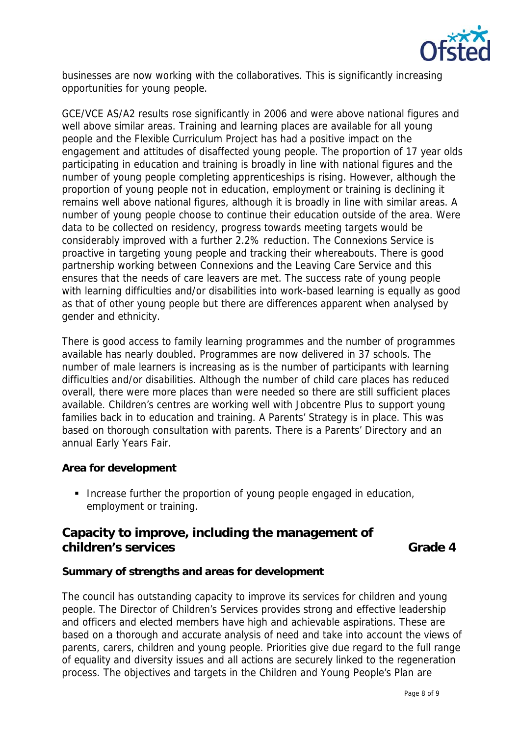businesses are now working with the collaboratives. This is significantly increasing opportunities for young people.

GCE/VCE AS/A2 results rose significantly in 2006 and were above national figures and well above similar areas. Training and learning places are available for all young people and the Flexible Curriculum Project has had a positive impact on the engagement and attitudes of disaffected young people. The proportion of 17 year olds participating in education and training is broadly in line with national figures and the number of young people completing apprenticeships is rising. However, although the proportion of young people not in education, employment or training is declining it remains well above national figures, although it is broadly in line with similar areas. A number of young people choose to continue their education outside of the area. Were data to be collected on residency, progress towards meeting targets would be considerably improved with a further 2.2% reduction. The Connexions Service is proactive in targeting young people and tracking their whereabouts. There is good partnership working between Connexions and the Leaving Care Service and this ensures that the needs of care leavers are met. The success rate of young people with learning difficulties and/or disabilities into work-based learning is equally as good as that of other young people but there are differences apparent when analysed by gender and ethnicity.

There is good access to family learning programmes and the number of programmes available has nearly doubled. Programmes are now delivered in 37 schools. The number of male learners is increasing as is the number of participants with learning difficulties and/or disabilities. Although the number of child care places has reduced overall, there were more places than were needed so there are still sufficient places available. Children's centres are working well with Jobcentre Plus to support young families back in to education and training. A Parents' Strategy is in place. This was based on thorough consultation with parents. There is a Parents' Directory and an annual Early Years Fair.

**Area for development**

- Increase further the proportion of young people engaged in education, employment or training.

## Capacity to improve, including the management of children's services — Grade 4

**Summary of strengths and areas for development**

The council has outstanding capacity to improve its services for children and young people. The Director of Children's Services provides strong and effective leadership and officers and elected members have high and achievable aspirations. These are based on a thorough and accurate analysis of need and take into account the views of parents, carers, children and young people. Priorities give due regard to the full range of equality and diversity issues and all actions are securely linked to the regeneration process. The objectives and targets in the Children and Young People's Plan are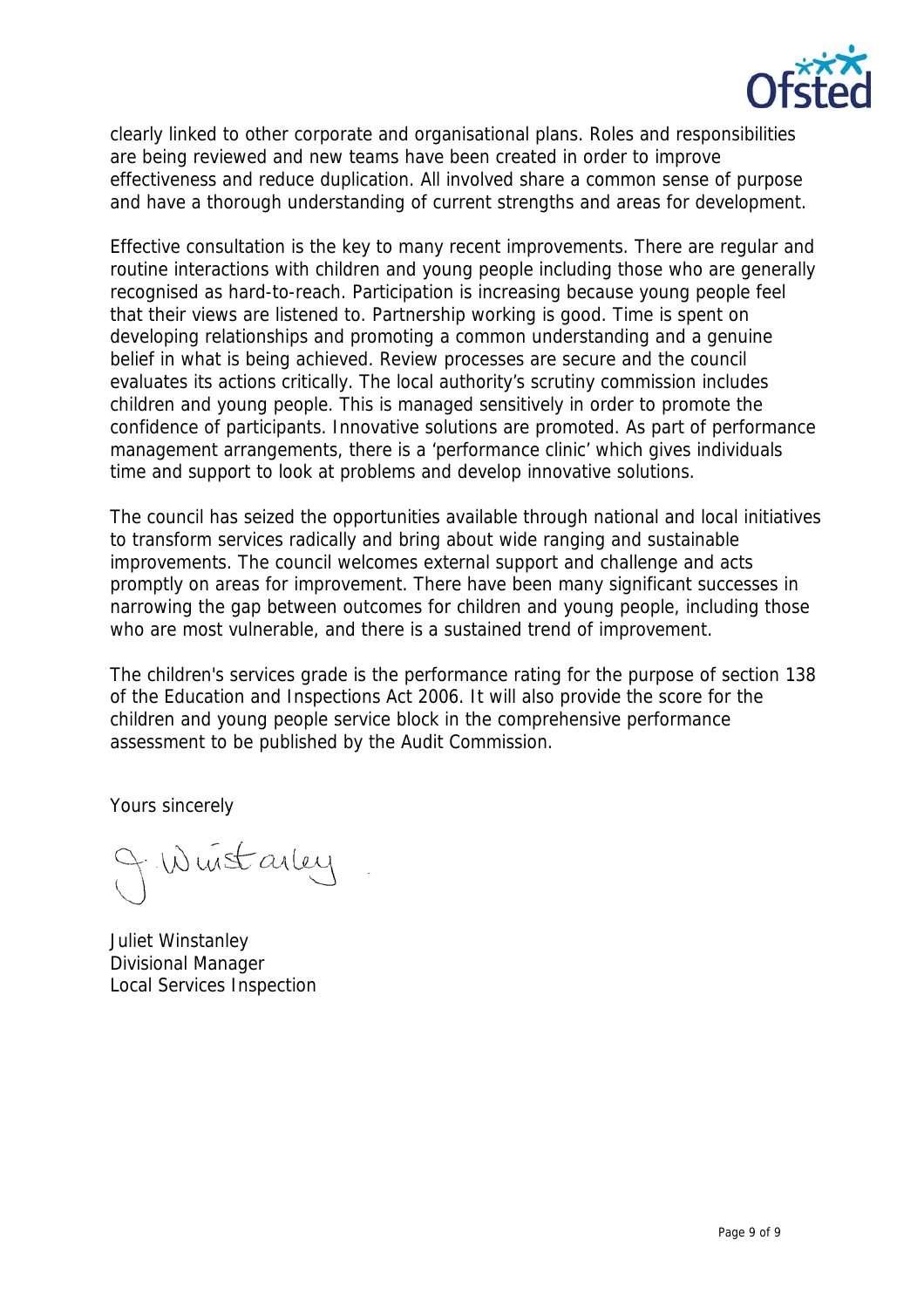clearly linked to other corporate and organisational plans. Roles and responsibilities are being reviewed and new teams have been created in order to improve effectiveness and reduce duplication. All involved share a common sense of purpose and have a thorough understanding of current strengths and areas for development.

Effective consultation is the key to many recent improvements. There are regular and routine interactions with children and young people including those who are generally recognised as hard-to-reach. Participation is increasing because young people feel that their views are listened to. Partnership working is good. Time is spent on developing relationships and promoting a common understanding and a genuine belief in what is being achieved. Review processes are secure and the council evaluates its actions critically. The local authority's scrutiny commission includes children and young people. This is managed sensitively in order to promote the confidence of participants. Innovative solutions are promoted. As part of performance management arrangements, there is a 'performance clinic' which gives individuals time and support to look at problems and develop innovative solutions.

The council has seized the opportunities available through national and local initiatives to transform services radically and bring about wide ranging and sustainable improvements. The council welcomes external support and challenge and acts promptly on areas for improvement. There have been many significant successes in narrowing the gap between outcomes for children and young people, including those who are most vulnerable, and there is a sustained trend of improvement.

The children's services grade is the performance rating for the purpose of section 138 of the Education and Inspections Act 2006. It will also provide the score for the children and young people service block in the comprehensive performance assessment to be published by the Audit Commission.

Yours sincerely

J. Winstanley

Juliet Winstanley
Divisional Manager
Local Services Inspection